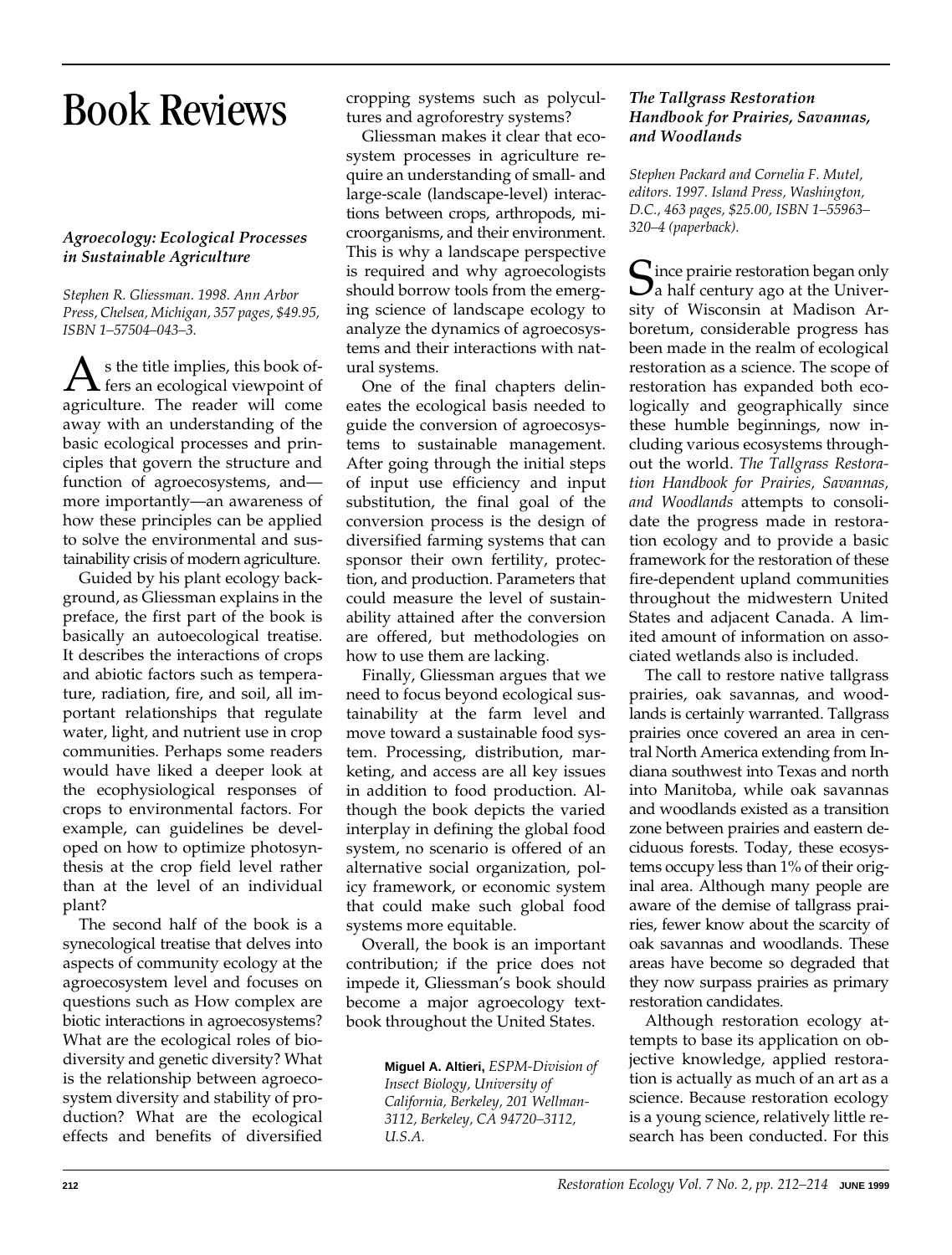# Book Reviews

### *Agroecology: Ecological Processes in Sustainable Agriculture*

*Stephen R. Gliessman. 1998. Ann Arbor Press, Chelsea, Michigan, 357 pages, $49.95, ISBN 1–57504–043–3.*

As the title implies, this book offers an ecological viewpoint of agriculture. The reader will come away with an understanding of the basic ecological processes and principles that govern the structure and function of agroecosystems, and—more importantly—an awareness of how these principles can be applied to solve the environmental and sustainability crisis of modern agriculture.

Guided by his plant ecology background, as Gliessman explains in the preface, the first part of the book is basically an autoecological treatise. It describes the interactions of crops and abiotic factors such as temperature, radiation, fire, and soil, all important relationships that regulate water, light, and nutrient use in crop communities. Perhaps some readers would have liked a deeper look at the ecophysiological responses of crops to environmental factors. For example, can guidelines be developed on how to optimize photosynthesis at the crop field level rather than at the level of an individual plant?

The second half of the book is a synecological treatise that delves into aspects of community ecology at the agroecosystem level and focuses on questions such as How complex are biotic interactions in agroecosystems? What are the ecological roles of biodiversity and genetic diversity? What is the relationship between agroecosystem diversity and stability of production? What are the ecological effects and benefits of diversified cropping systems such as polycultures and agroforestry systems?

Gliessman makes it clear that ecosystem processes in agriculture require an understanding of small- and large-scale (landscape-level) interactions between crops, arthropods, microorganisms, and their environment. This is why a landscape perspective is required and why agroecologists should borrow tools from the emerging science of landscape ecology to analyze the dynamics of agroecosystems and their interactions with natural systems.

One of the final chapters delineates the ecological basis needed to guide the conversion of agroecosystems to sustainable management. After going through the initial steps of input use efficiency and input substitution, the final goal of the conversion process is the design of diversified farming systems that can sponsor their own fertility, protection, and production. Parameters that could measure the level of sustainability attained after the conversion are offered, but methodologies on how to use them are lacking.

Finally, Gliessman argues that we need to focus beyond ecological sustainability at the farm level and move toward a sustainable food system. Processing, distribution, marketing, and access are all key issues in addition to food production. Although the book depicts the varied interplay in defining the global food system, no scenario is offered of an alternative social organization, policy framework, or economic system that could make such global food systems more equitable.

Overall, the book is an important contribution; if the price does not impede it, Gliessman's book should become a major agroecology textbook throughout the United States.

**Miguel A. Altieri,** *ESPM-Division of Insect Biology, University of California, Berkeley, 201 Wellman-3112, Berkeley, CA 94720–3112, U.S.A.*

### *The Tallgrass Restoration Handbook for Prairies, Savannas, and Woodlands*

*Stephen Packard and Cornelia F. Mutel, editors. 1997. Island Press, Washington, D.C., 463 pages, $25.00, ISBN 1–55963–320–4 (paperback).*

Since prairie restoration began only a half century ago at the University of Wisconsin at Madison Arboretum, considerable progress has been made in the realm of ecological restoration as a science. The scope of restoration has expanded both ecologically and geographically since these humble beginnings, now including various ecosystems throughout the world. *The Tallgrass Restoration Handbook for Prairies, Savannas, and Woodlands* attempts to consolidate the progress made in restoration ecology and to provide a basic framework for the restoration of these fire-dependent upland communities throughout the midwestern United States and adjacent Canada. A limited amount of information on associated wetlands also is included.

The call to restore native tallgrass prairies, oak savannas, and woodlands is certainly warranted. Tallgrass prairies once covered an area in central North America extending from Indiana southwest into Texas and north into Manitoba, while oak savannas and woodlands existed as a transition zone between prairies and eastern deciduous forests. Today, these ecosystems occupy less than 1% of their original area. Although many people are aware of the demise of tallgrass prairies, fewer know about the scarcity of oak savannas and woodlands. These areas have become so degraded that they now surpass prairies as primary restoration candidates.

Although restoration ecology attempts to base its application on objective knowledge, applied restoration is actually as much of an art as a science. Because restoration ecology is a young science, relatively little research has been conducted. For this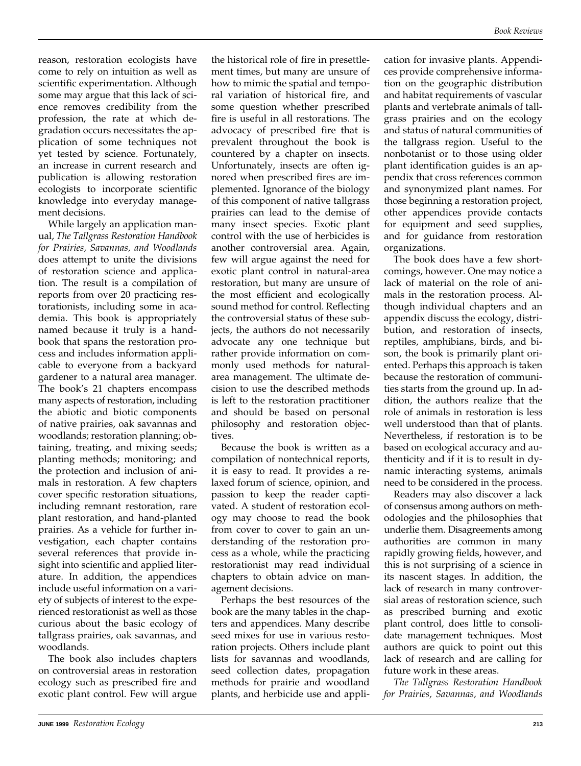reason, restoration ecologists have come to rely on intuition as well as scientific experimentation. Although some may argue that this lack of science removes credibility from the profession, the rate at which degradation occurs necessitates the application of some techniques not yet tested by science. Fortunately, an increase in current research and publication is allowing restoration ecologists to incorporate scientific knowledge into everyday management decisions.

While largely an application manual, *The Tallgrass Restoration Handbook for Prairies, Savannas, and Woodlands* does attempt to unite the divisions of restoration science and application. The result is a compilation of reports from over 20 practicing restorationists, including some in academia. This book is appropriately named because it truly is a handbook that spans the restoration process and includes information applicable to everyone from a backyard gardener to a natural area manager. The book's 21 chapters encompass many aspects of restoration, including the abiotic and biotic components of native prairies, oak savannas and woodlands; restoration planning; obtaining, treating, and mixing seeds; planting methods; monitoring; and the protection and inclusion of animals in restoration. A few chapters cover specific restoration situations, including remnant restoration, rare plant restoration, and hand-planted prairies. As a vehicle for further investigation, each chapter contains several references that provide insight into scientific and applied literature. In addition, the appendices include useful information on a variety of subjects of interest to the experienced restorationist as well as those curious about the basic ecology of tallgrass prairies, oak savannas, and woodlands.

The book also includes chapters on controversial areas in restoration ecology such as prescribed fire and exotic plant control. Few will argue the historical role of fire in presettlement times, but many are unsure of how to mimic the spatial and temporal variation of historical fire, and some question whether prescribed fire is useful in all restorations. The advocacy of prescribed fire that is prevalent throughout the book is countered by a chapter on insects. Unfortunately, insects are often ignored when prescribed fires are implemented. Ignorance of the biology of this component of native tallgrass prairies can lead to the demise of many insect species. Exotic plant control with the use of herbicides is another controversial area. Again, few will argue against the need for exotic plant control in natural-area restoration, but many are unsure of the most efficient and ecologically sound method for control. Reflecting the controversial status of these subjects, the authors do not necessarily advocate any one technique but rather provide information on commonly used methods for natural-area management. The ultimate decision to use the described methods is left to the restoration practitioner and should be based on personal philosophy and restoration objectives.

Because the book is written as a compilation of nontechnical reports, it is easy to read. It provides a relaxed forum of science, opinion, and passion to keep the reader captivated. A student of restoration ecology may choose to read the book from cover to cover to gain an understanding of the restoration process as a whole, while the practicing restorationist may read individual chapters to obtain advice on management decisions.

Perhaps the best resources of the book are the many tables in the chapters and appendices. Many describe seed mixes for use in various restoration projects. Others include plant lists for savannas and woodlands, seed collection dates, propagation methods for prairie and woodland plants, and herbicide use and application for invasive plants. Appendices provide comprehensive information on the geographic distribution and habitat requirements of vascular plants and vertebrate animals of tallgrass prairies and on the ecology and status of natural communities of the tallgrass region. Useful to the nonbotanist or to those using older plant identification guides is an appendix that cross references common and synonymized plant names. For those beginning a restoration project, other appendices provide contacts for equipment and seed supplies, and for guidance from restoration organizations.

The book does have a few shortcomings, however. One may notice a lack of material on the role of animals in the restoration process. Although individual chapters and an appendix discuss the ecology, distribution, and restoration of insects, reptiles, amphibians, birds, and bison, the book is primarily plant oriented. Perhaps this approach is taken because the restoration of communities starts from the ground up. In addition, the authors realize that the role of animals in restoration is less well understood than that of plants. Nevertheless, if restoration is to be based on ecological accuracy and authenticity and if it is to result in dynamic interacting systems, animals need to be considered in the process.

Readers may also discover a lack of consensus among authors on methodologies and the philosophies that underlie them. Disagreements among authorities are common in many rapidly growing fields, however, and this is not surprising of a science in its nascent stages. In addition, the lack of research in many controversial areas of restoration science, such as prescribed burning and exotic plant control, does little to consolidate management techniques. Most authors are quick to point out this lack of research and are calling for future work in these areas.

*The Tallgrass Restoration Handbook for Prairies, Savannas, and Woodlands*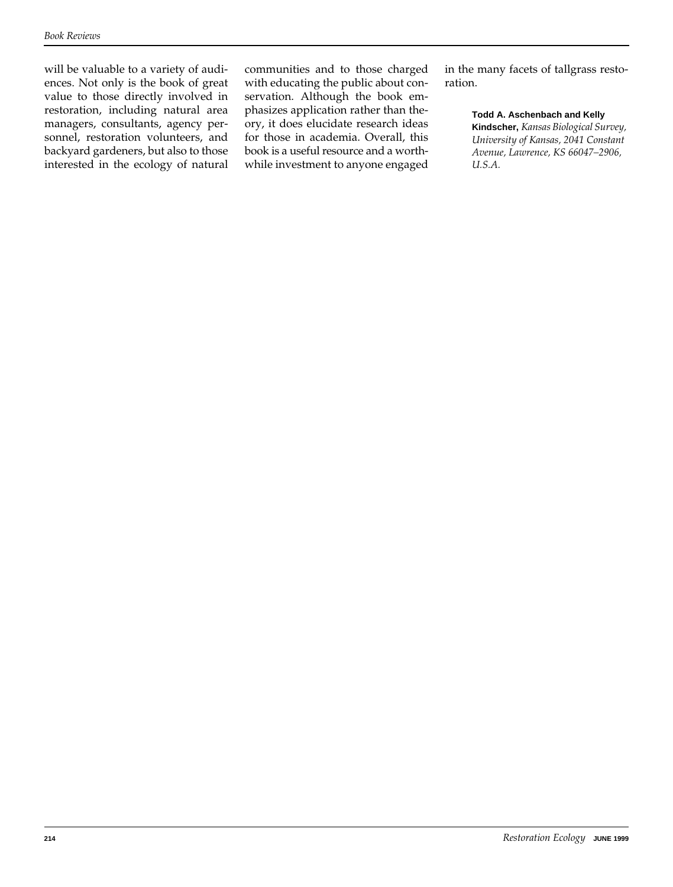will be valuable to a variety of audiences. Not only is the book of great value to those directly involved in restoration, including natural area managers, consultants, agency personnel, restoration volunteers, and backyard gardeners, but also to those interested in the ecology of natural communities and to those charged with educating the public about conservation. Although the book emphasizes application rather than theory, it does elucidate research ideas for those in academia. Overall, this book is a useful resource and a worthwhile investment to anyone engaged in the many facets of tallgrass restoration.

**Todd A. Aschenbach and Kelly Kindscher,** *Kansas Biological Survey, University of Kansas, 2041 Constant Avenue, Lawrence, KS 66047–2906, U.S.A.*